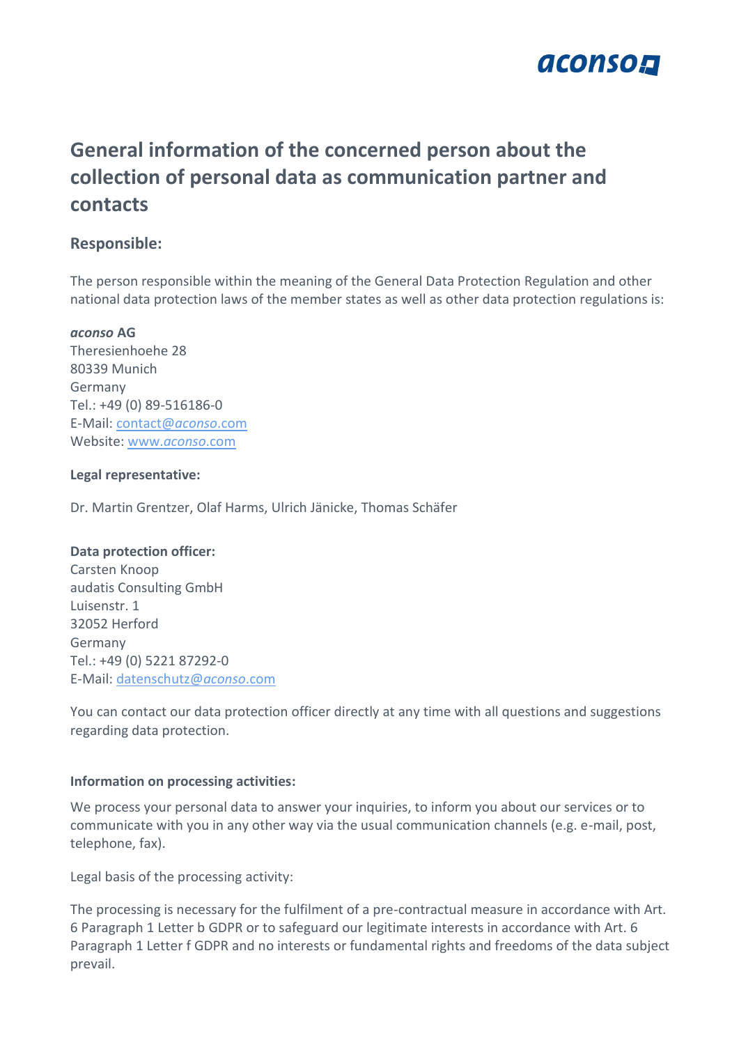# General information of the concerned person about the collection of personal data as communication partner and contacts

## Responsible:

The person responsible within the meaning of the General Data Protection Regulation and other national data protection laws of the member states as well as other data protection regulations is:

***aconso* AG**
Theresienhoehe 28
80339 Munich
Germany
Tel.: +49 (0) 89-516186-0
E-Mail: contact@*aconso*.com
Website: www.*aconso*.com

**Legal representative:**

Dr. Martin Grentzer, Olaf Harms, Ulrich Jänicke, Thomas Schäfer

**Data protection officer:**
Carsten Knoop
audatis Consulting GmbH
Luisenstr. 1
32052 Herford
Germany
Tel.: +49 (0) 5221 87292-0
E-Mail: datenschutz@*aconso*.com

You can contact our data protection officer directly at any time with all questions and suggestions regarding data protection.

**Information on processing activities:**

We process your personal data to answer your inquiries, to inform you about our services or to communicate with you in any other way via the usual communication channels (e.g. e-mail, post, telephone, fax).

Legal basis of the processing activity:

The processing is necessary for the fulfilment of a pre-contractual measure in accordance with Art. 6 Paragraph 1 Letter b GDPR or to safeguard our legitimate interests in accordance with Art. 6 Paragraph 1 Letter f GDPR and no interests or fundamental rights and freedoms of the data subject prevail.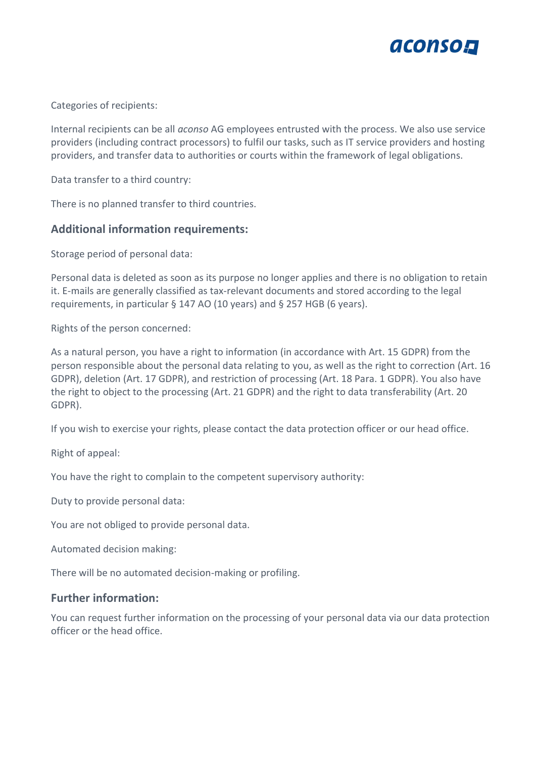Categories of recipients:

Internal recipients can be all *aconso* AG employees entrusted with the process. We also use service providers (including contract processors) to fulfil our tasks, such as IT service providers and hosting providers, and transfer data to authorities or courts within the framework of legal obligations.

Data transfer to a third country:

There is no planned transfer to third countries.

## Additional information requirements:

Storage period of personal data:

Personal data is deleted as soon as its purpose no longer applies and there is no obligation to retain it. E-mails are generally classified as tax-relevant documents and stored according to the legal requirements, in particular § 147 AO (10 years) and § 257 HGB (6 years).

Rights of the person concerned:

As a natural person, you have a right to information (in accordance with Art. 15 GDPR) from the person responsible about the personal data relating to you, as well as the right to correction (Art. 16 GDPR), deletion (Art. 17 GDPR), and restriction of processing (Art. 18 Para. 1 GDPR). You also have the right to object to the processing (Art. 21 GDPR) and the right to data transferability (Art. 20 GDPR).

If you wish to exercise your rights, please contact the data protection officer or our head office.

Right of appeal:

You have the right to complain to the competent supervisory authority:

Duty to provide personal data:

You are not obliged to provide personal data.

Automated decision making:

There will be no automated decision-making or profiling.

## Further information:

You can request further information on the processing of your personal data via our data protection officer or the head office.